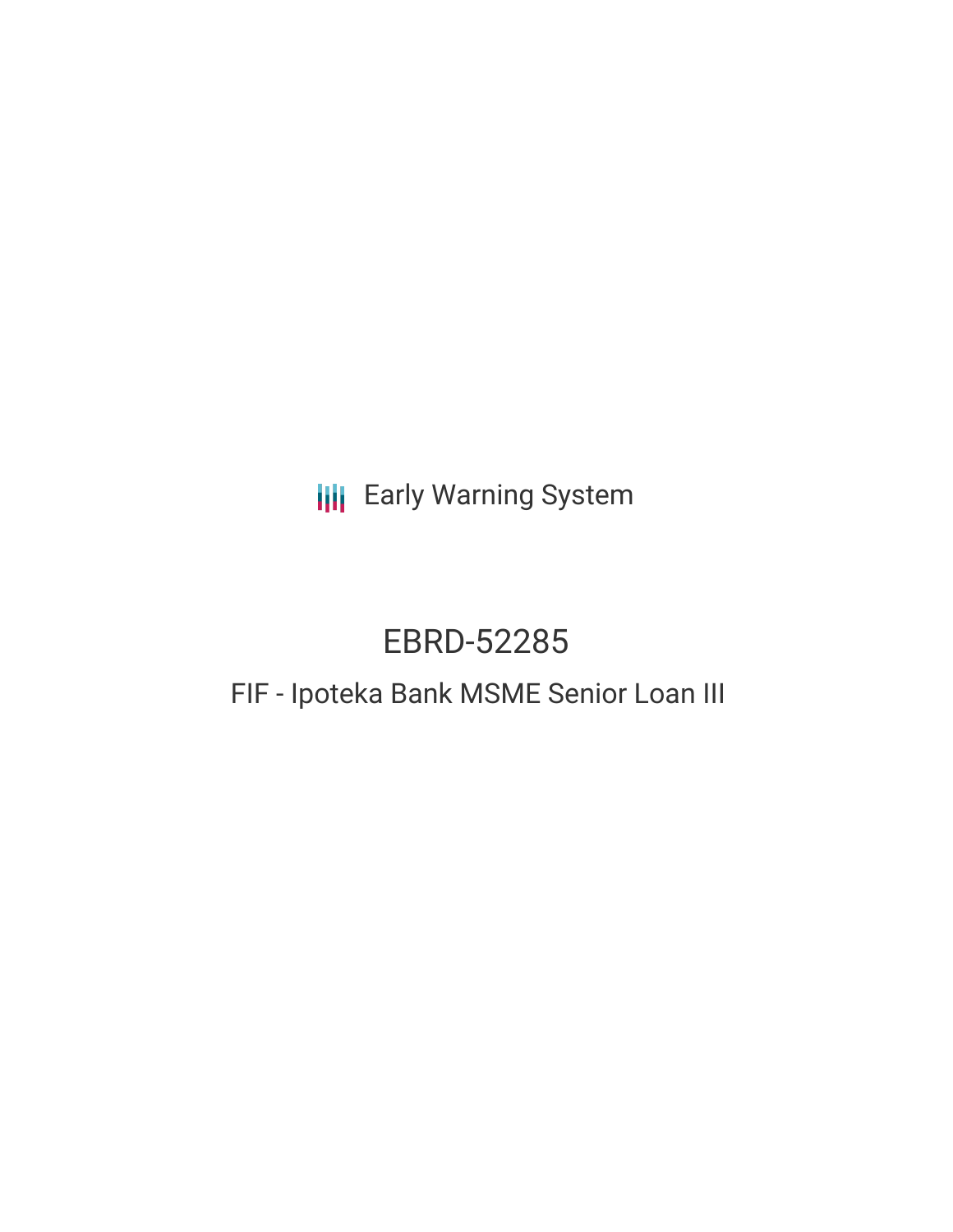Early Warning System

# EBRD-52285

## FIF - Ipoteka Bank MSME Senior Loan III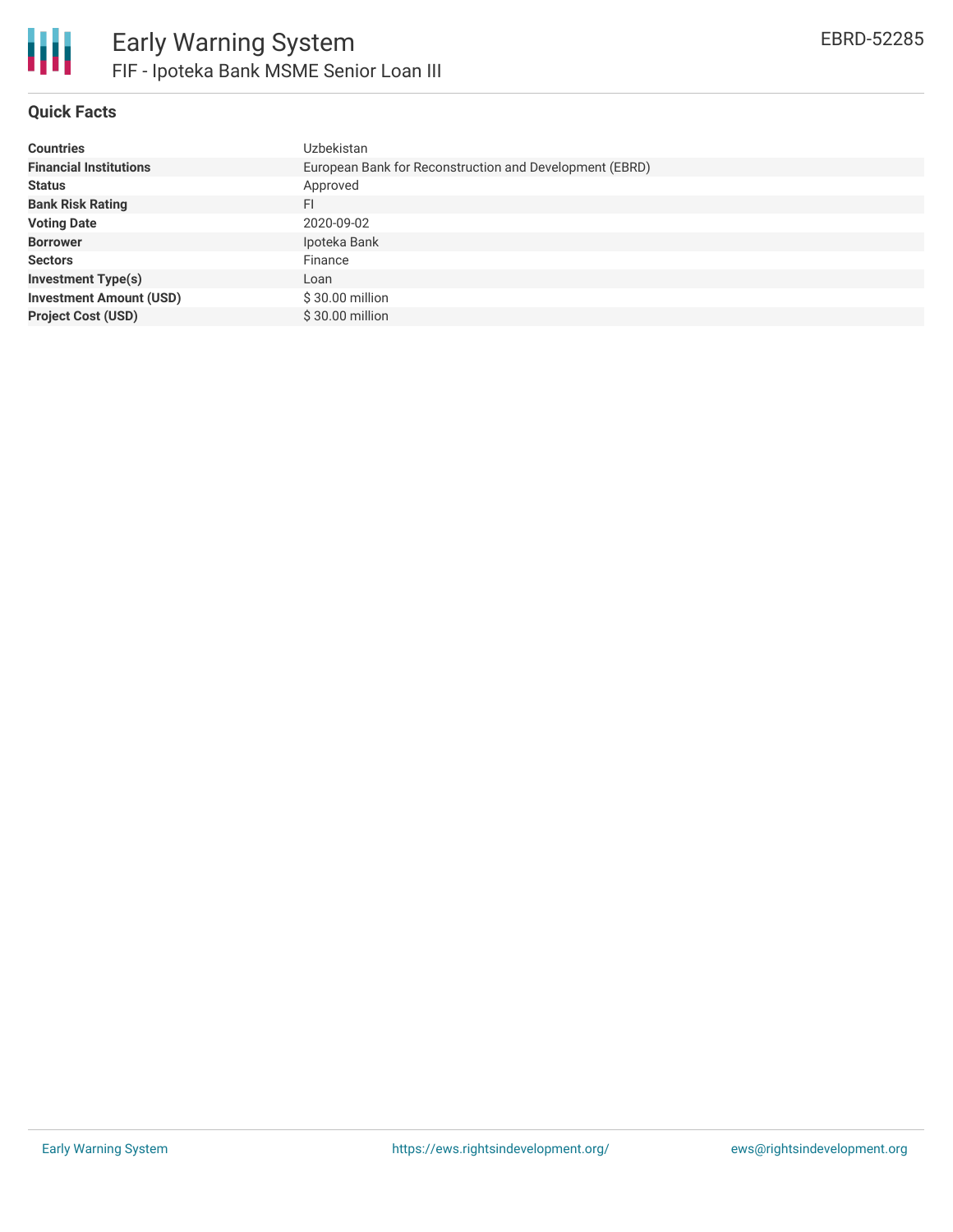# Early Warning System

## FIF - Ipoteka Bank MSME Senior Loan III

EBRD-52285

### Quick Facts

| | |
|---|---|
| **Countries** | Uzbekistan |
| **Financial Institutions** | European Bank for Reconstruction and Development (EBRD) |
| **Status** | Approved |
| **Bank Risk Rating** | FI |
| **Voting Date** | 2020-09-02 |
| **Borrower** | Ipoteka Bank |
| **Sectors** | Finance |
| **Investment Type(s)** | Loan |
| **Investment Amount (USD)** | $ 30.00 million |
| **Project Cost (USD)** | $ 30.00 million |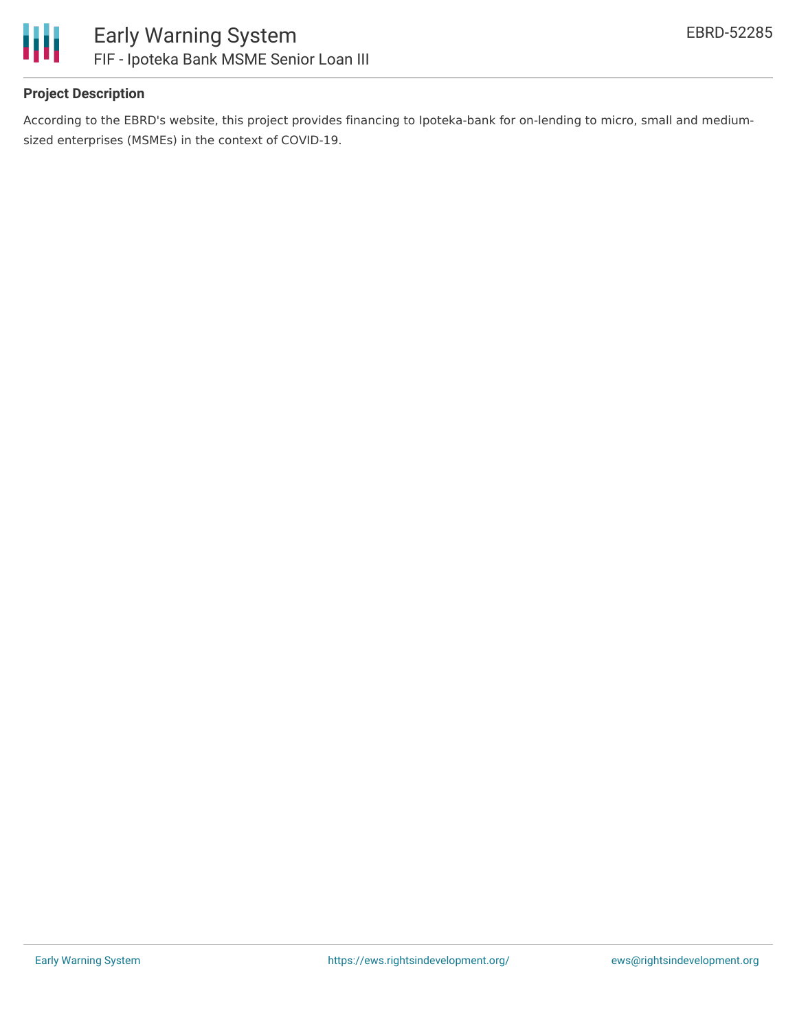## Project Description

According to the EBRD's website, this project provides financing to Ipoteka-bank for on-lending to micro, small and medium-sized enterprises (MSMEs) in the context of COVID-19.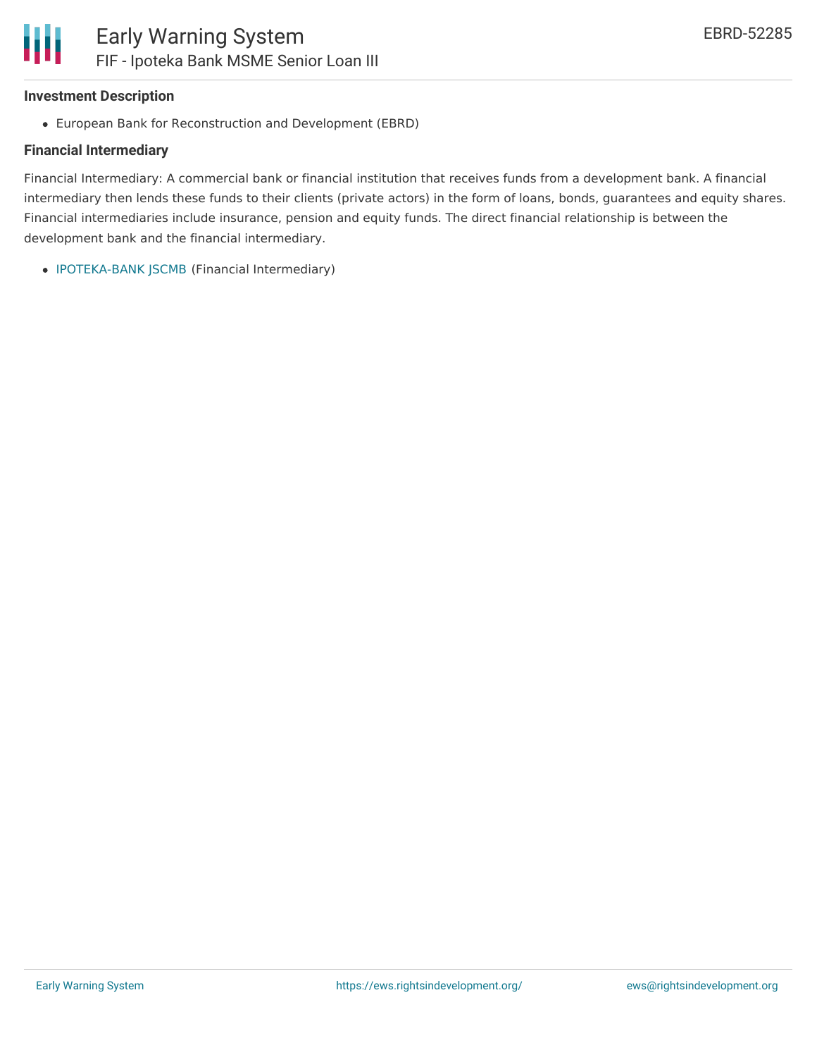### Investment Description

- European Bank for Reconstruction and Development (EBRD)

### Financial Intermediary

Financial Intermediary: A commercial bank or financial institution that receives funds from a development bank. A financial intermediary then lends these funds to their clients (private actors) in the form of loans, bonds, guarantees and equity shares. Financial intermediaries include insurance, pension and equity funds. The direct financial relationship is between the development bank and the financial intermediary.

- IPOTEKA-BANK JSCMB (Financial Intermediary)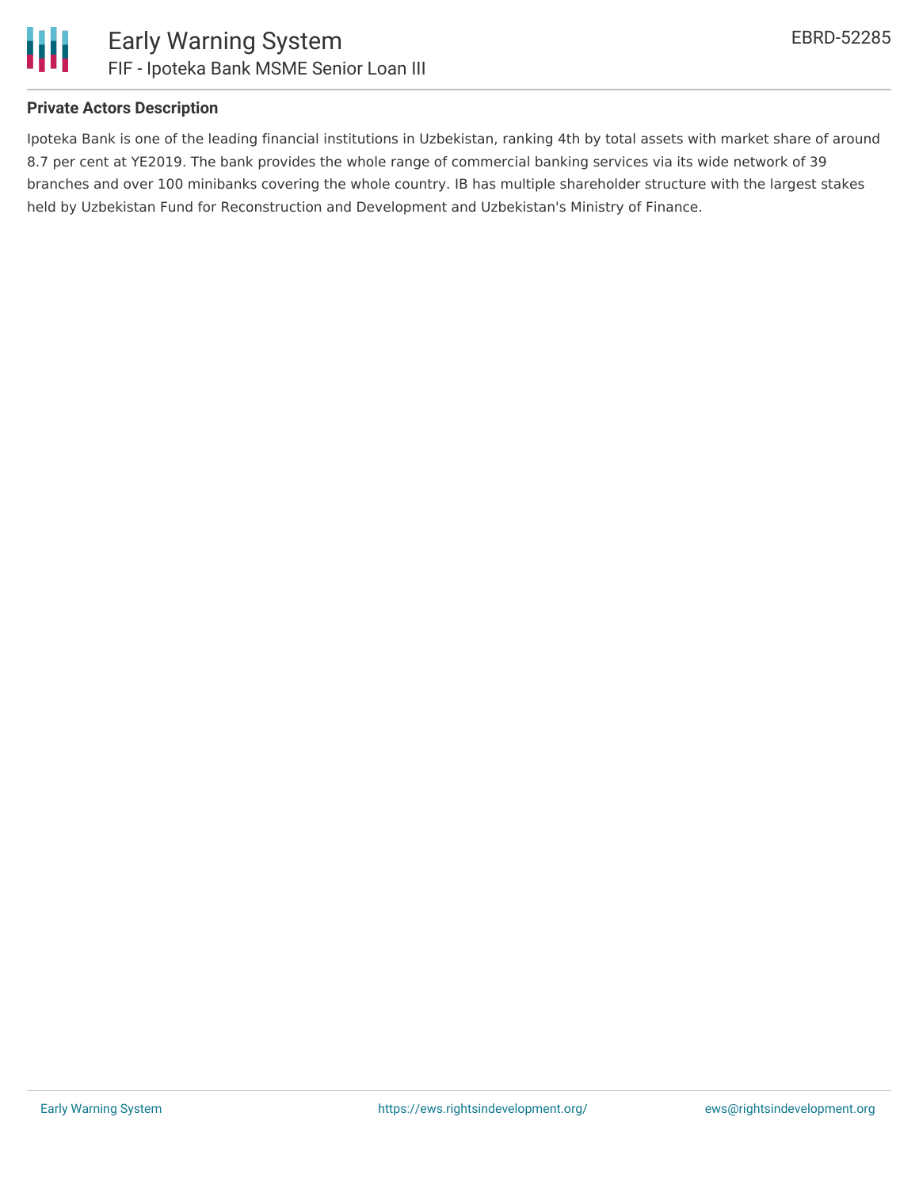## Private Actors Description

Ipoteka Bank is one of the leading financial institutions in Uzbekistan, ranking 4th by total assets with market share of around 8.7 per cent at YE2019. The bank provides the whole range of commercial banking services via its wide network of 39 branches and over 100 minibanks covering the whole country. IB has multiple shareholder structure with the largest stakes held by Uzbekistan Fund for Reconstruction and Development and Uzbekistan's Ministry of Finance.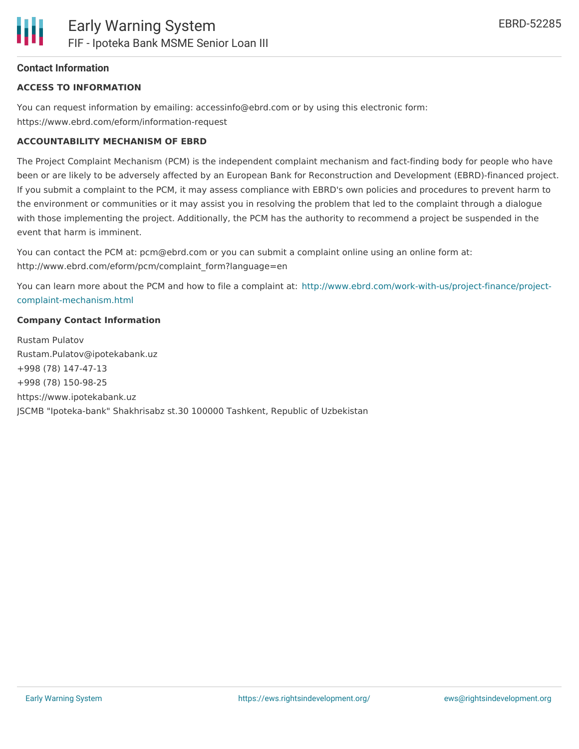## Contact Information

**ACCESS TO INFORMATION**

You can request information by emailing: accessinfo@ebrd.com or by using this electronic form: https://www.ebrd.com/eform/information-request

**ACCOUNTABILITY MECHANISM OF EBRD**

The Project Complaint Mechanism (PCM) is the independent complaint mechanism and fact-finding body for people who have been or are likely to be adversely affected by an European Bank for Reconstruction and Development (EBRD)-financed project. If you submit a complaint to the PCM, it may assess compliance with EBRD's own policies and procedures to prevent harm to the environment or communities or it may assist you in resolving the problem that led to the complaint through a dialogue with those implementing the project. Additionally, the PCM has the authority to recommend a project be suspended in the event that harm is imminent.

You can contact the PCM at: pcm@ebrd.com or you can submit a complaint online using an online form at: http://www.ebrd.com/eform/pcm/complaint_form?language=en

You can learn more about the PCM and how to file a complaint at: http://www.ebrd.com/work-with-us/project-finance/project-complaint-mechanism.html

**Company Contact Information**

Rustam Pulatov
Rustam.Pulatov@ipotekabank.uz
+998 (78) 147-47-13
+998 (78) 150-98-25
https://www.ipotekabank.uz
JSCMB "Ipoteka-bank" Shakhrisabz st.30 100000 Tashkent, Republic of Uzbekistan